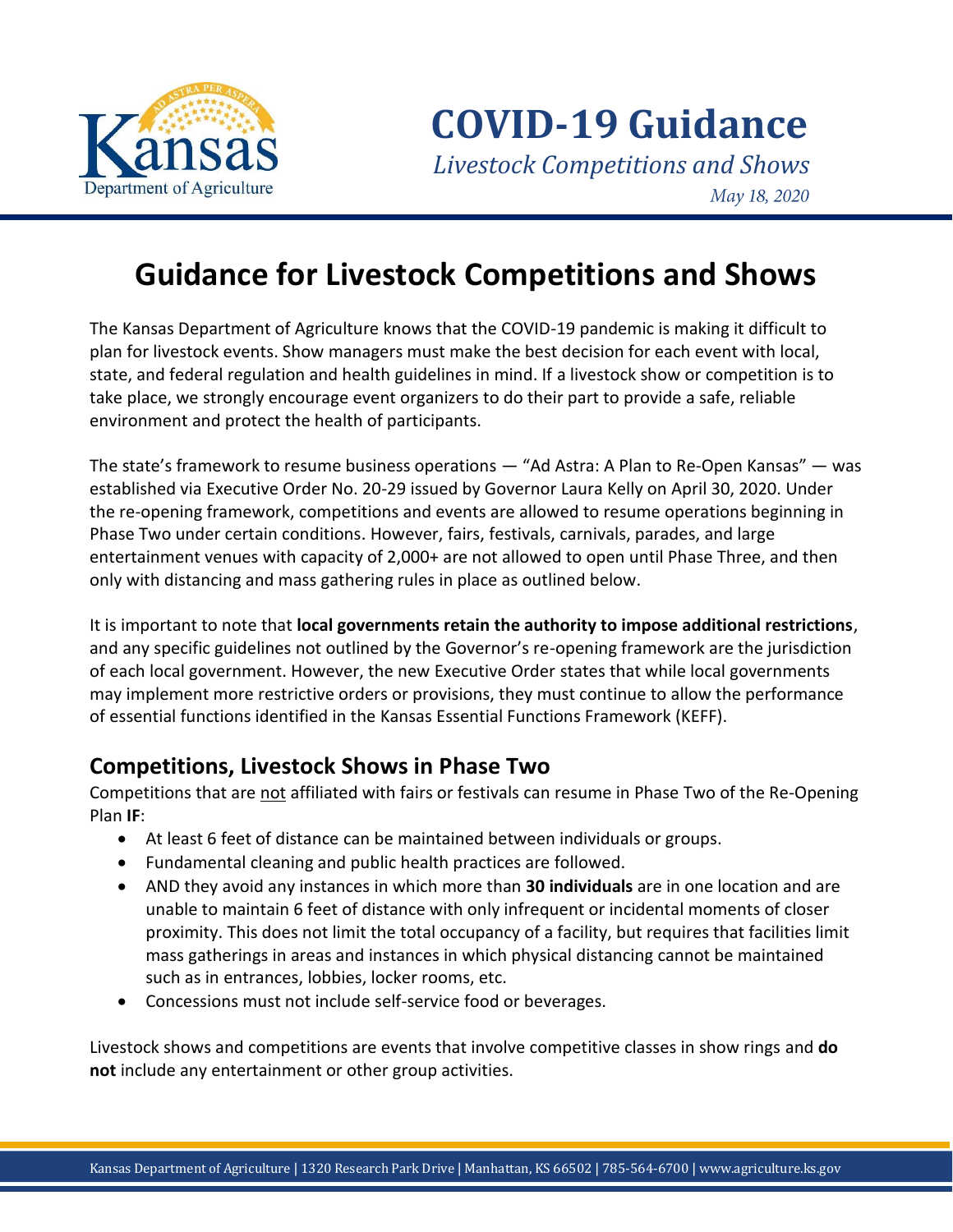# COVID-19 Guidance

*Livestock Competitions and Shows*

*May 18, 2020*

# Guidance for Livestock Competitions and Shows

The Kansas Department of Agriculture knows that the COVID-19 pandemic is making it difficult to plan for livestock events. Show managers must make the best decision for each event with local, state, and federal regulation and health guidelines in mind. If a livestock show or competition is to take place, we strongly encourage event organizers to do their part to provide a safe, reliable environment and protect the health of participants.

The state's framework to resume business operations — "Ad Astra: A Plan to Re-Open Kansas" — was established via Executive Order No. 20-29 issued by Governor Laura Kelly on April 30, 2020. Under the re-opening framework, competitions and events are allowed to resume operations beginning in Phase Two under certain conditions. However, fairs, festivals, carnivals, parades, and large entertainment venues with capacity of 2,000+ are not allowed to open until Phase Three, and then only with distancing and mass gathering rules in place as outlined below.

It is important to note that **local governments retain the authority to impose additional restrictions**, and any specific guidelines not outlined by the Governor's re-opening framework are the jurisdiction of each local government. However, the new Executive Order states that while local governments may implement more restrictive orders or provisions, they must continue to allow the performance of essential functions identified in the Kansas Essential Functions Framework (KEFF).

## Competitions, Livestock Shows in Phase Two

Competitions that are <u>not</u> affiliated with fairs or festivals can resume in Phase Two of the Re-Opening Plan **IF**:

- At least 6 feet of distance can be maintained between individuals or groups.
- Fundamental cleaning and public health practices are followed.
- AND they avoid any instances in which more than **30 individuals** are in one location and are unable to maintain 6 feet of distance with only infrequent or incidental moments of closer proximity. This does not limit the total occupancy of a facility, but requires that facilities limit mass gatherings in areas and instances in which physical distancing cannot be maintained such as in entrances, lobbies, locker rooms, etc.
- Concessions must not include self-service food or beverages.

Livestock shows and competitions are events that involve competitive classes in show rings and **do not** include any entertainment or other group activities.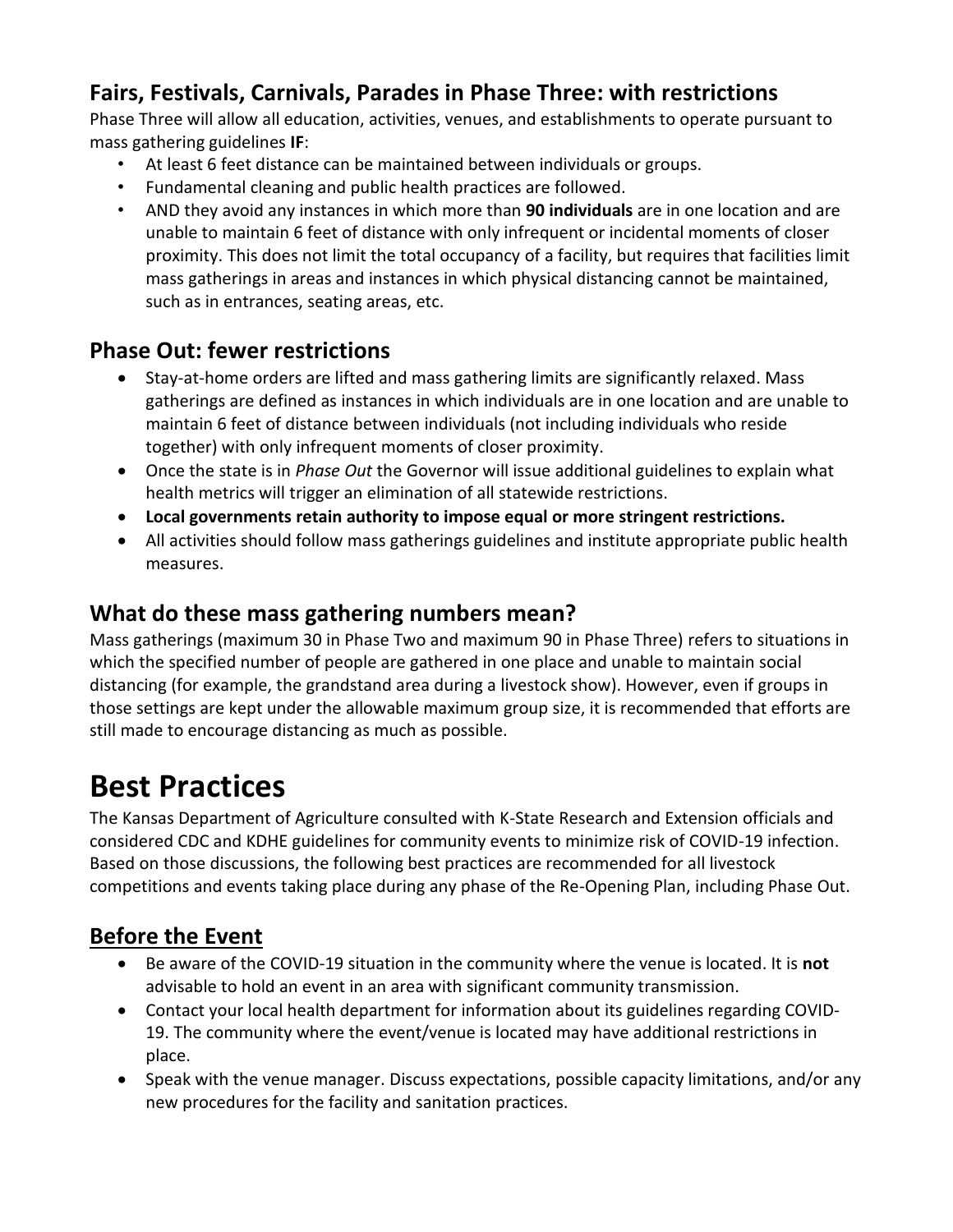### Fairs, Festivals, Carnivals, Parades in Phase Three: with restrictions

Phase Three will allow all education, activities, venues, and establishments to operate pursuant to mass gathering guidelines **IF**:

- At least 6 feet distance can be maintained between individuals or groups.
- Fundamental cleaning and public health practices are followed.
- AND they avoid any instances in which more than **90 individuals** are in one location and are unable to maintain 6 feet of distance with only infrequent or incidental moments of closer proximity. This does not limit the total occupancy of a facility, but requires that facilities limit mass gatherings in areas and instances in which physical distancing cannot be maintained, such as in entrances, seating areas, etc.

### Phase Out: fewer restrictions

- Stay-at-home orders are lifted and mass gathering limits are significantly relaxed. Mass gatherings are defined as instances in which individuals are in one location and are unable to maintain 6 feet of distance between individuals (not including individuals who reside together) with only infrequent moments of closer proximity.
- Once the state is in *Phase Out* the Governor will issue additional guidelines to explain what health metrics will trigger an elimination of all statewide restrictions.
- **Local governments retain authority to impose equal or more stringent restrictions.**
- All activities should follow mass gatherings guidelines and institute appropriate public health measures.

### What do these mass gathering numbers mean?

Mass gatherings (maximum 30 in Phase Two and maximum 90 in Phase Three) refers to situations in which the specified number of people are gathered in one place and unable to maintain social distancing (for example, the grandstand area during a livestock show). However, even if groups in those settings are kept under the allowable maximum group size, it is recommended that efforts are still made to encourage distancing as much as possible.

# Best Practices

The Kansas Department of Agriculture consulted with K-State Research and Extension officials and considered CDC and KDHE guidelines for community events to minimize risk of COVID-19 infection. Based on those discussions, the following best practices are recommended for all livestock competitions and events taking place during any phase of the Re-Opening Plan, including Phase Out.

## Before the Event

- Be aware of the COVID-19 situation in the community where the venue is located. It is **not** advisable to hold an event in an area with significant community transmission.
- Contact your local health department for information about its guidelines regarding COVID-19. The community where the event/venue is located may have additional restrictions in place.
- Speak with the venue manager. Discuss expectations, possible capacity limitations, and/or any new procedures for the facility and sanitation practices.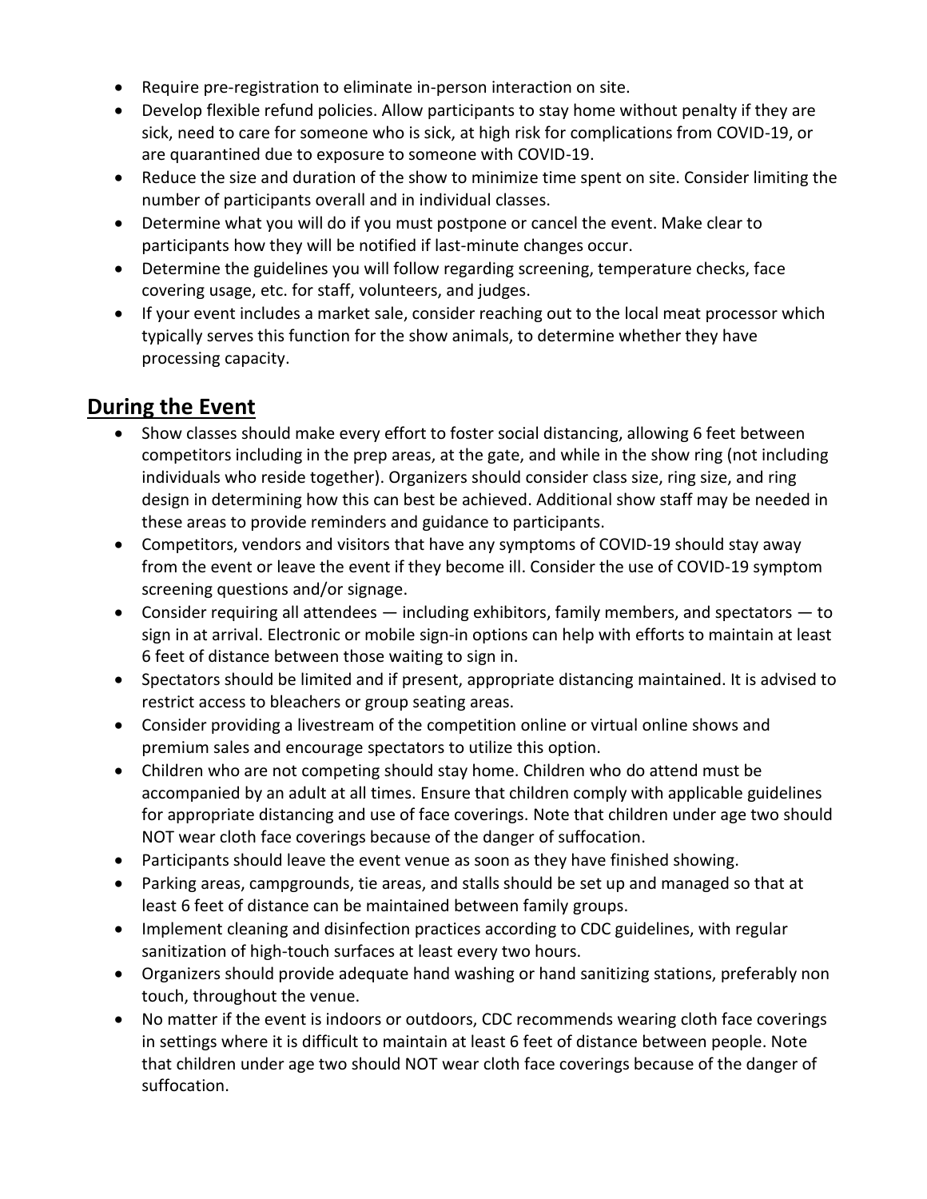- Require pre-registration to eliminate in-person interaction on site.
- Develop flexible refund policies. Allow participants to stay home without penalty if they are sick, need to care for someone who is sick, at high risk for complications from COVID-19, or are quarantined due to exposure to someone with COVID-19.
- Reduce the size and duration of the show to minimize time spent on site. Consider limiting the number of participants overall and in individual classes.
- Determine what you will do if you must postpone or cancel the event. Make clear to participants how they will be notified if last-minute changes occur.
- Determine the guidelines you will follow regarding screening, temperature checks, face covering usage, etc. for staff, volunteers, and judges.
- If your event includes a market sale, consider reaching out to the local meat processor which typically serves this function for the show animals, to determine whether they have processing capacity.

## During the Event

- Show classes should make every effort to foster social distancing, allowing 6 feet between competitors including in the prep areas, at the gate, and while in the show ring (not including individuals who reside together). Organizers should consider class size, ring size, and ring design in determining how this can best be achieved. Additional show staff may be needed in these areas to provide reminders and guidance to participants.
- Competitors, vendors and visitors that have any symptoms of COVID-19 should stay away from the event or leave the event if they become ill. Consider the use of COVID-19 symptom screening questions and/or signage.
- Consider requiring all attendees — including exhibitors, family members, and spectators — to sign in at arrival. Electronic or mobile sign-in options can help with efforts to maintain at least 6 feet of distance between those waiting to sign in.
- Spectators should be limited and if present, appropriate distancing maintained. It is advised to restrict access to bleachers or group seating areas.
- Consider providing a livestream of the competition online or virtual online shows and premium sales and encourage spectators to utilize this option.
- Children who are not competing should stay home. Children who do attend must be accompanied by an adult at all times. Ensure that children comply with applicable guidelines for appropriate distancing and use of face coverings. Note that children under age two should NOT wear cloth face coverings because of the danger of suffocation.
- Participants should leave the event venue as soon as they have finished showing.
- Parking areas, campgrounds, tie areas, and stalls should be set up and managed so that at least 6 feet of distance can be maintained between family groups.
- Implement cleaning and disinfection practices according to CDC guidelines, with regular sanitization of high-touch surfaces at least every two hours.
- Organizers should provide adequate hand washing or hand sanitizing stations, preferably non touch, throughout the venue.
- No matter if the event is indoors or outdoors, CDC recommends wearing cloth face coverings in settings where it is difficult to maintain at least 6 feet of distance between people. Note that children under age two should NOT wear cloth face coverings because of the danger of suffocation.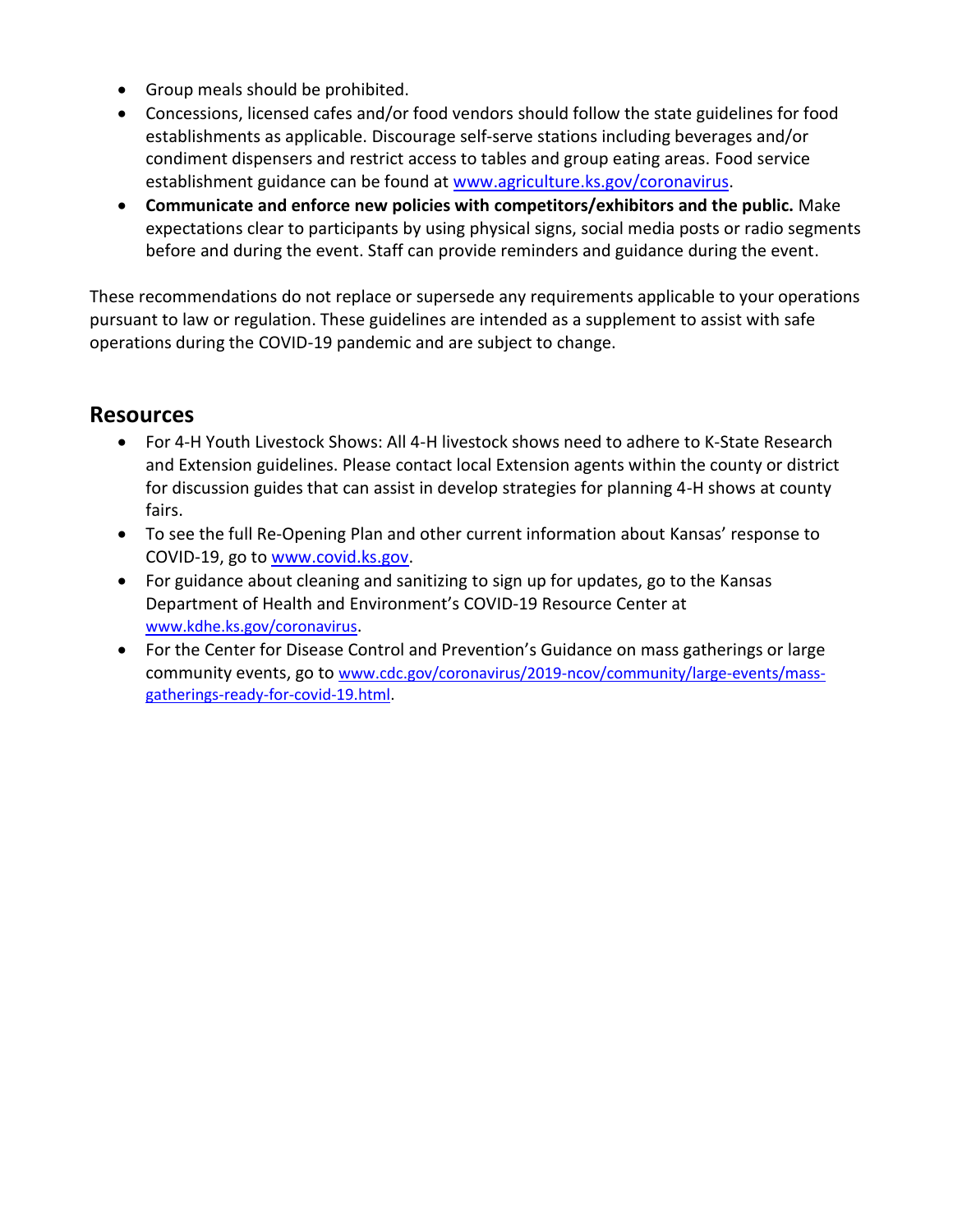- Group meals should be prohibited.
- Concessions, licensed cafes and/or food vendors should follow the state guidelines for food establishments as applicable. Discourage self-serve stations including beverages and/or condiment dispensers and restrict access to tables and group eating areas. Food service establishment guidance can be found at www.agriculture.ks.gov/coronavirus.
- **Communicate and enforce new policies with competitors/exhibitors and the public.** Make expectations clear to participants by using physical signs, social media posts or radio segments before and during the event. Staff can provide reminders and guidance during the event.

These recommendations do not replace or supersede any requirements applicable to your operations pursuant to law or regulation. These guidelines are intended as a supplement to assist with safe operations during the COVID-19 pandemic and are subject to change.

## Resources

- For 4-H Youth Livestock Shows: All 4-H livestock shows need to adhere to K-State Research and Extension guidelines. Please contact local Extension agents within the county or district for discussion guides that can assist in develop strategies for planning 4-H shows at county fairs.
- To see the full Re-Opening Plan and other current information about Kansas' response to COVID-19, go to www.covid.ks.gov.
- For guidance about cleaning and sanitizing to sign up for updates, go to the Kansas Department of Health and Environment's COVID-19 Resource Center at www.kdhe.ks.gov/coronavirus.
- For the Center for Disease Control and Prevention's Guidance on mass gatherings or large community events, go to www.cdc.gov/coronavirus/2019-ncov/community/large-events/mass-gatherings-ready-for-covid-19.html.